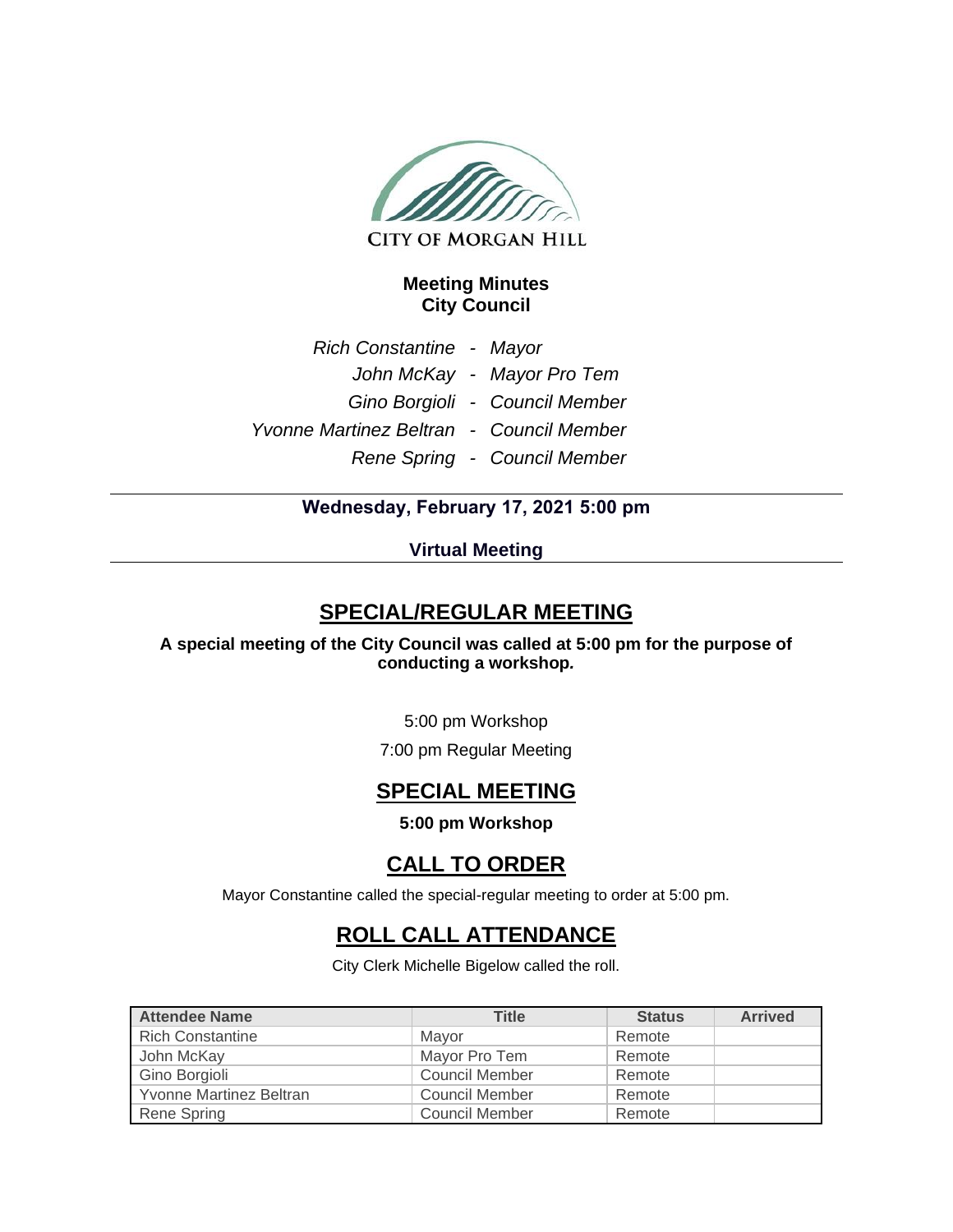CITY OF MORGAN HILL

# Meeting Minutes
# City Council

*Rich Constantine - Mayor*
*John McKay - Mayor Pro Tem*
*Gino Borgioli - Council Member*
*Yvonne Martinez Beltran - Council Member*
*Rene Spring - Council Member*

---

**Wednesday, February 17, 2021 5:00 pm**

**Virtual Meeting**

---

## SPECIAL/REGULAR MEETING

**A special meeting of the City Council was called at 5:00 pm for the purpose of conducting a workshop.**

5:00 pm Workshop

7:00 pm Regular Meeting

## SPECIAL MEETING

**5:00 pm Workshop**

## CALL TO ORDER

Mayor Constantine called the special-regular meeting to order at 5:00 pm.

## ROLL CALL ATTENDANCE

City Clerk Michelle Bigelow called the roll.

| Attendee Name | Title | Status | Arrived |
|---|---|---|---|
| Rich Constantine | Mayor | Remote | |
| John McKay | Mayor Pro Tem | Remote | |
| Gino Borgioli | Council Member | Remote | |
| Yvonne Martinez Beltran | Council Member | Remote | |
| Rene Spring | Council Member | Remote | |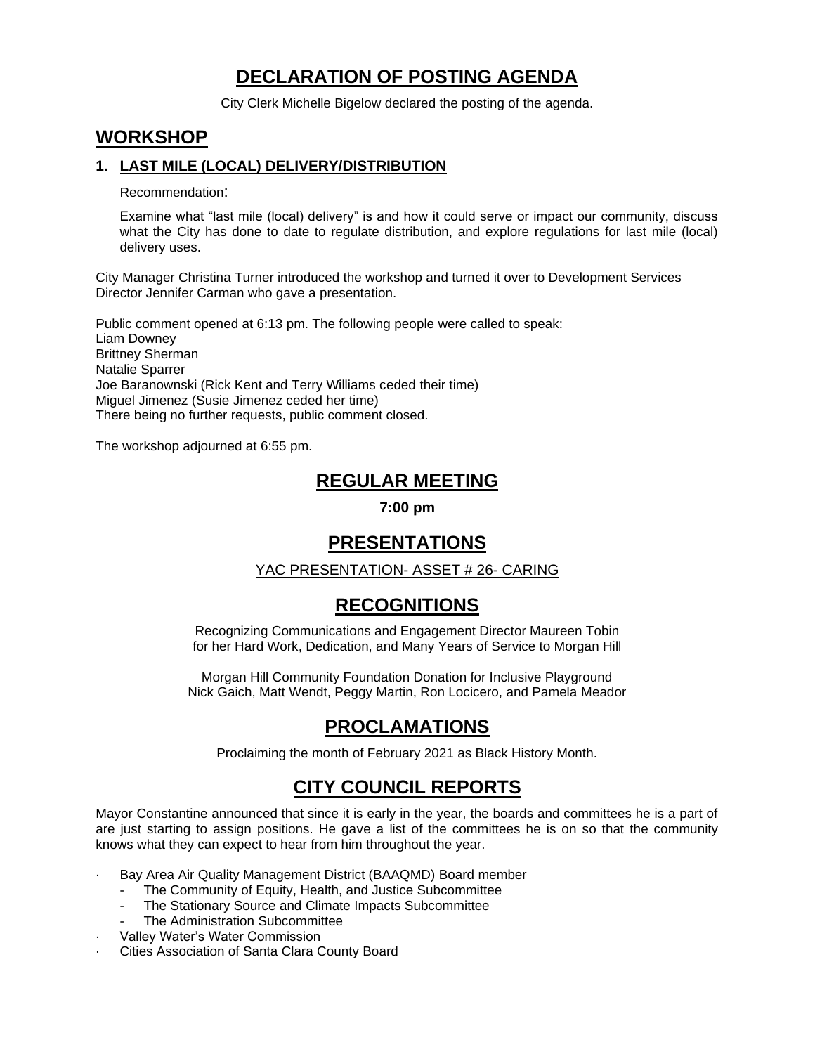# DECLARATION OF POSTING AGENDA

City Clerk Michelle Bigelow declared the posting of the agenda.

# WORKSHOP

## 1. LAST MILE (LOCAL) DELIVERY/DISTRIBUTION

Recommendation:

Examine what "last mile (local) delivery" is and how it could serve or impact our community, discuss what the City has done to date to regulate distribution, and explore regulations for last mile (local) delivery uses.

City Manager Christina Turner introduced the workshop and turned it over to Development Services Director Jennifer Carman who gave a presentation.

Public comment opened at 6:13 pm. The following people were called to speak:
Liam Downey
Brittney Sherman
Natalie Sparrer
Joe Baranownski (Rick Kent and Terry Williams ceded their time)
Miguel Jimenez (Susie Jimenez ceded her time)
There being no further requests, public comment closed.

The workshop adjourned at 6:55 pm.

# REGULAR MEETING

**7:00 pm**

# PRESENTATIONS

YAC PRESENTATION- ASSET # 26- CARING

# RECOGNITIONS

Recognizing Communications and Engagement Director Maureen Tobin for her Hard Work, Dedication, and Many Years of Service to Morgan Hill

Morgan Hill Community Foundation Donation for Inclusive Playground
Nick Gaich, Matt Wendt, Peggy Martin, Ron Locicero, and Pamela Meador

# PROCLAMATIONS

Proclaiming the month of February 2021 as Black History Month.

# CITY COUNCIL REPORTS

Mayor Constantine announced that since it is early in the year, the boards and committees he is a part of are just starting to assign positions. He gave a list of the committees he is on so that the community knows what they can expect to hear from him throughout the year.

- Bay Area Air Quality Management District (BAAQMD) Board member
  - The Community of Equity, Health, and Justice Subcommittee
  - The Stationary Source and Climate Impacts Subcommittee
  - The Administration Subcommittee
- Valley Water's Water Commission
- Cities Association of Santa Clara County Board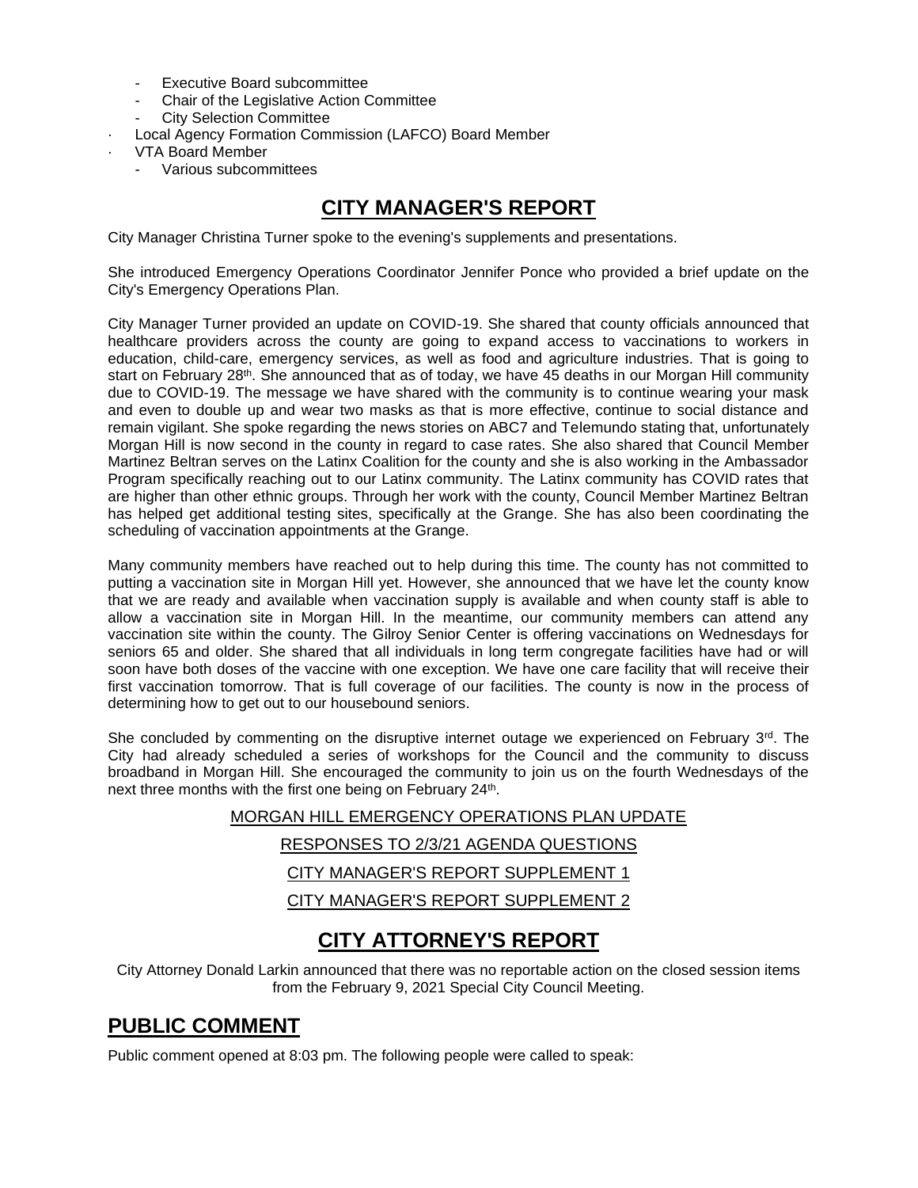- Executive Board subcommittee
- Chair of the Legislative Action Committee
- City Selection Committee
- Local Agency Formation Commission (LAFCO) Board Member
- VTA Board Member
  - Various subcommittees

## CITY MANAGER'S REPORT

City Manager Christina Turner spoke to the evening's supplements and presentations.

She introduced Emergency Operations Coordinator Jennifer Ponce who provided a brief update on the City's Emergency Operations Plan.

City Manager Turner provided an update on COVID-19. She shared that county officials announced that healthcare providers across the county are going to expand access to vaccinations to workers in education, child-care, emergency services, as well as food and agriculture industries. That is going to start on February 28th. She announced that as of today, we have 45 deaths in our Morgan Hill community due to COVID-19. The message we have shared with the community is to continue wearing your mask and even to double up and wear two masks as that is more effective, continue to social distance and remain vigilant. She spoke regarding the news stories on ABC7 and Telemundo stating that, unfortunately Morgan Hill is now second in the county in regard to case rates. She also shared that Council Member Martinez Beltran serves on the Latinx Coalition for the county and she is also working in the Ambassador Program specifically reaching out to our Latinx community. The Latinx community has COVID rates that are higher than other ethnic groups. Through her work with the county, Council Member Martinez Beltran has helped get additional testing sites, specifically at the Grange. She has also been coordinating the scheduling of vaccination appointments at the Grange.

Many community members have reached out to help during this time. The county has not committed to putting a vaccination site in Morgan Hill yet. However, she announced that we have let the county know that we are ready and available when vaccination supply is available and when county staff is able to allow a vaccination site in Morgan Hill. In the meantime, our community members can attend any vaccination site within the county. The Gilroy Senior Center is offering vaccinations on Wednesdays for seniors 65 and older. She shared that all individuals in long term congregate facilities have had or will soon have both doses of the vaccine with one exception. We have one care facility that will receive their first vaccination tomorrow. That is full coverage of our facilities. The county is now in the process of determining how to get out to our housebound seniors.

She concluded by commenting on the disruptive internet outage we experienced on February 3rd. The City had already scheduled a series of workshops for the Council and the community to discuss broadband in Morgan Hill. She encouraged the community to join us on the fourth Wednesdays of the next three months with the first one being on February 24th.

MORGAN HILL EMERGENCY OPERATIONS PLAN UPDATE

RESPONSES TO 2/3/21 AGENDA QUESTIONS

CITY MANAGER'S REPORT SUPPLEMENT 1

CITY MANAGER'S REPORT SUPPLEMENT 2

## CITY ATTORNEY'S REPORT

City Attorney Donald Larkin announced that there was no reportable action on the closed session items from the February 9, 2021 Special City Council Meeting.

## PUBLIC COMMENT

Public comment opened at 8:03 pm. The following people were called to speak: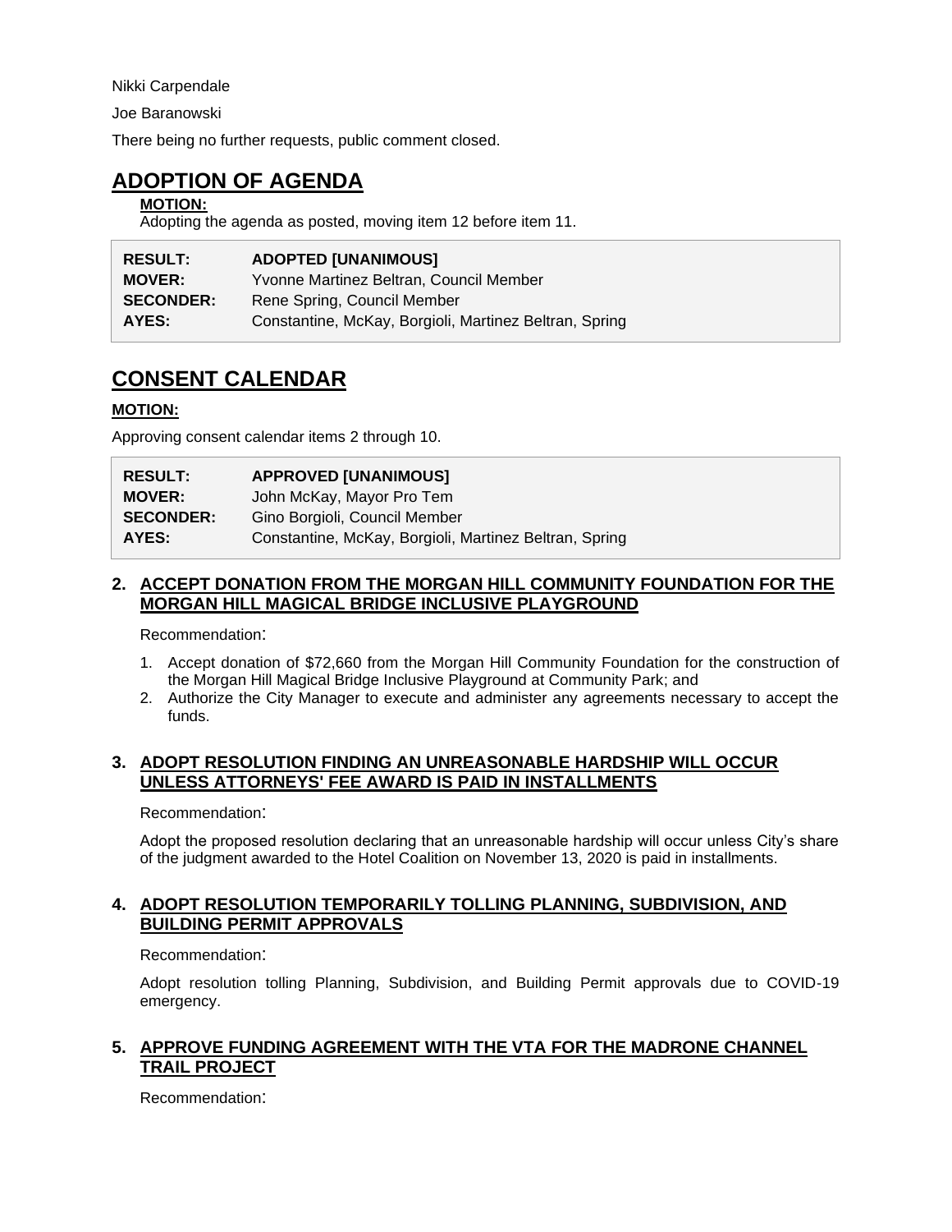Nikki Carpendale

Joe Baranowski

There being no further requests, public comment closed.

# ADOPTION OF AGENDA

**MOTION:**

Adopting the agenda as posted, moving item 12 before item 11.

| | |
|---|---|
| **RESULT:** | **ADOPTED [UNANIMOUS]** |
| **MOVER:** | Yvonne Martinez Beltran, Council Member |
| **SECONDER:** | Rene Spring, Council Member |
| **AYES:** | Constantine, McKay, Borgioli, Martinez Beltran, Spring |

# CONSENT CALENDAR

**MOTION:**

Approving consent calendar items 2 through 10.

| | |
|---|---|
| **RESULT:** | **APPROVED [UNANIMOUS]** |
| **MOVER:** | John McKay, Mayor Pro Tem |
| **SECONDER:** | Gino Borgioli, Council Member |
| **AYES:** | Constantine, McKay, Borgioli, Martinez Beltran, Spring |

### 2. ACCEPT DONATION FROM THE MORGAN HILL COMMUNITY FOUNDATION FOR THE MORGAN HILL MAGICAL BRIDGE INCLUSIVE PLAYGROUND

Recommendation:

1. Accept donation of $72,660 from the Morgan Hill Community Foundation for the construction of the Morgan Hill Magical Bridge Inclusive Playground at Community Park; and
2. Authorize the City Manager to execute and administer any agreements necessary to accept the funds.

### 3. ADOPT RESOLUTION FINDING AN UNREASONABLE HARDSHIP WILL OCCUR UNLESS ATTORNEYS' FEE AWARD IS PAID IN INSTALLMENTS

Recommendation:

Adopt the proposed resolution declaring that an unreasonable hardship will occur unless City's share of the judgment awarded to the Hotel Coalition on November 13, 2020 is paid in installments.

### 4. ADOPT RESOLUTION TEMPORARILY TOLLING PLANNING, SUBDIVISION, AND BUILDING PERMIT APPROVALS

Recommendation:

Adopt resolution tolling Planning, Subdivision, and Building Permit approvals due to COVID-19 emergency.

### 5. APPROVE FUNDING AGREEMENT WITH THE VTA FOR THE MADRONE CHANNEL TRAIL PROJECT

Recommendation: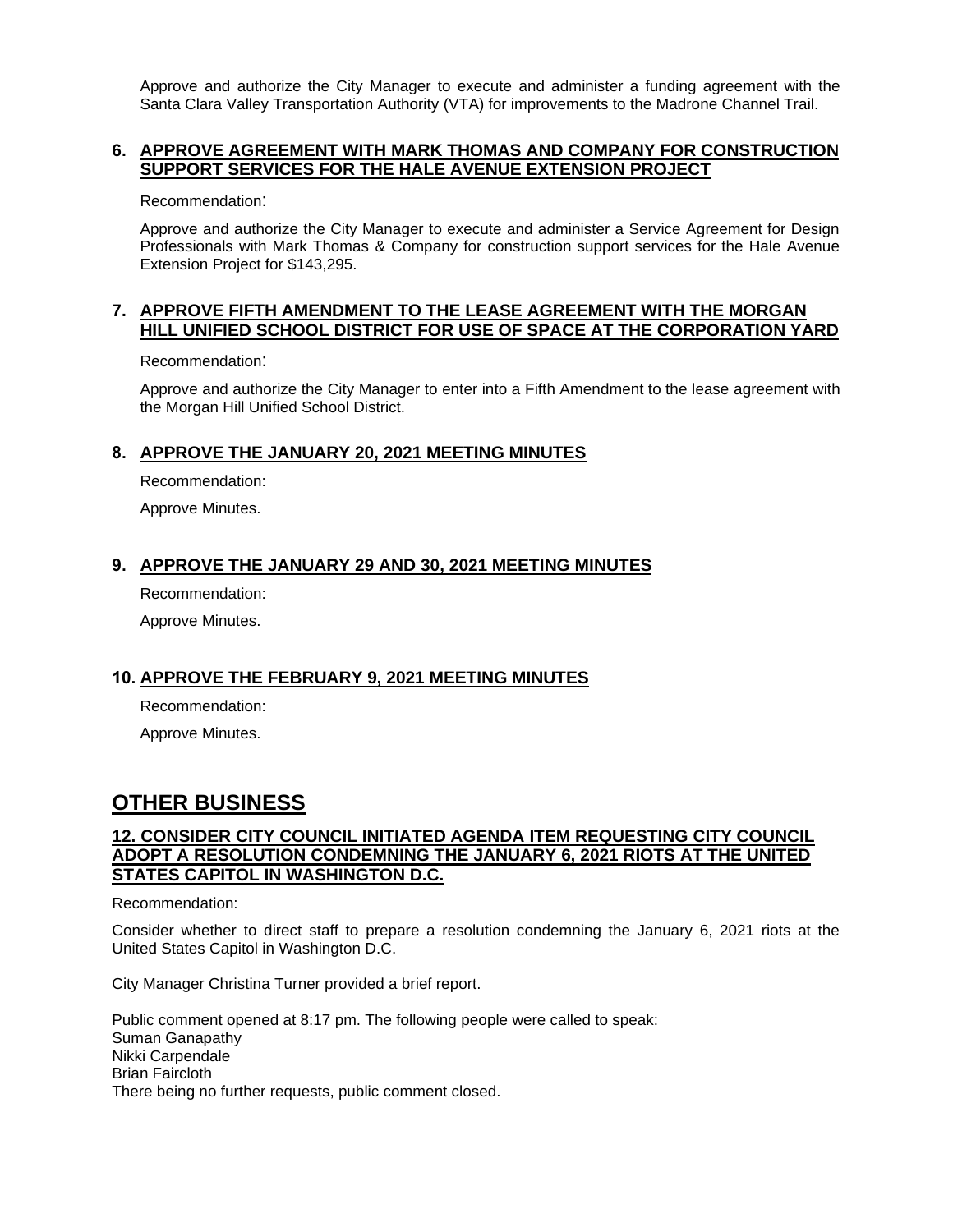Approve and authorize the City Manager to execute and administer a funding agreement with the Santa Clara Valley Transportation Authority (VTA) for improvements to the Madrone Channel Trail.

### 6. APPROVE AGREEMENT WITH MARK THOMAS AND COMPANY FOR CONSTRUCTION SUPPORT SERVICES FOR THE HALE AVENUE EXTENSION PROJECT

Recommendation:

Approve and authorize the City Manager to execute and administer a Service Agreement for Design Professionals with Mark Thomas & Company for construction support services for the Hale Avenue Extension Project for $143,295.

### 7. APPROVE FIFTH AMENDMENT TO THE LEASE AGREEMENT WITH THE MORGAN HILL UNIFIED SCHOOL DISTRICT FOR USE OF SPACE AT THE CORPORATION YARD

Recommendation:

Approve and authorize the City Manager to enter into a Fifth Amendment to the lease agreement with the Morgan Hill Unified School District.

### 8. APPROVE THE JANUARY 20, 2021 MEETING MINUTES

Recommendation:

Approve Minutes.

### 9. APPROVE THE JANUARY 29 AND 30, 2021 MEETING MINUTES

Recommendation:

Approve Minutes.

### 10. APPROVE THE FEBRUARY 9, 2021 MEETING MINUTES

Recommendation:

Approve Minutes.

## OTHER BUSINESS

### 12. CONSIDER CITY COUNCIL INITIATED AGENDA ITEM REQUESTING CITY COUNCIL ADOPT A RESOLUTION CONDEMNING THE JANUARY 6, 2021 RIOTS AT THE UNITED STATES CAPITOL IN WASHINGTON D.C.

Recommendation:

Consider whether to direct staff to prepare a resolution condemning the January 6, 2021 riots at the United States Capitol in Washington D.C.

City Manager Christina Turner provided a brief report.

Public comment opened at 8:17 pm. The following people were called to speak:
Suman Ganapathy
Nikki Carpendale
Brian Faircloth
There being no further requests, public comment closed.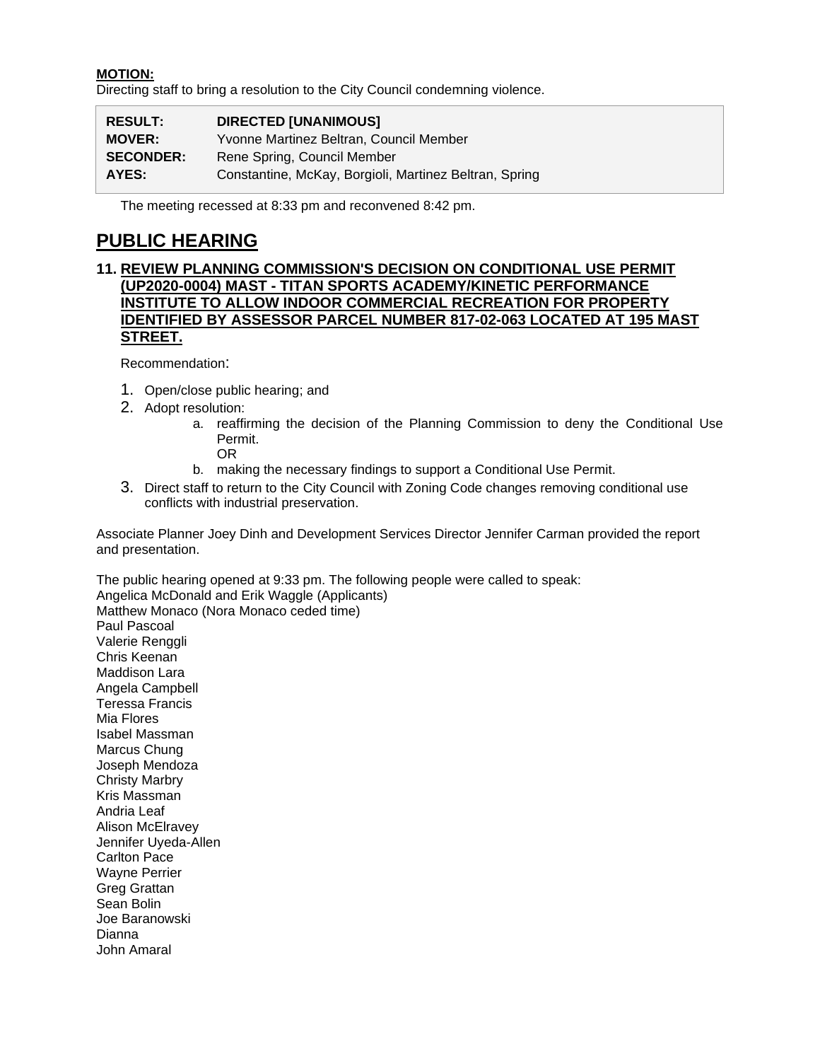**MOTION:**
Directing staff to bring a resolution to the City Council condemning violence.

| | |
|---|---|
| **RESULT:** | **DIRECTED [UNANIMOUS]** |
| **MOVER:** | Yvonne Martinez Beltran, Council Member |
| **SECONDER:** | Rene Spring, Council Member |
| **AYES:** | Constantine, McKay, Borgioli, Martinez Beltran, Spring |

The meeting recessed at 8:33 pm and reconvened 8:42 pm.

# PUBLIC HEARING

### 11. REVIEW PLANNING COMMISSION'S DECISION ON CONDITIONAL USE PERMIT (UP2020-0004) MAST - TITAN SPORTS ACADEMY/KINETIC PERFORMANCE INSTITUTE TO ALLOW INDOOR COMMERCIAL RECREATION FOR PROPERTY IDENTIFIED BY ASSESSOR PARCEL NUMBER 817-02-063 LOCATED AT 195 MAST STREET.

Recommendation:

1. Open/close public hearing; and
2. Adopt resolution:
   a. reaffirming the decision of the Planning Commission to deny the Conditional Use Permit.
   OR
   b. making the necessary findings to support a Conditional Use Permit.
3. Direct staff to return to the City Council with Zoning Code changes removing conditional use conflicts with industrial preservation.

Associate Planner Joey Dinh and Development Services Director Jennifer Carman provided the report and presentation.

The public hearing opened at 9:33 pm. The following people were called to speak:
Angelica McDonald and Erik Waggle (Applicants)
Matthew Monaco (Nora Monaco ceded time)
Paul Pascoal
Valerie Renggli
Chris Keenan
Maddison Lara
Angela Campbell
Teressa Francis
Mia Flores
Isabel Massman
Marcus Chung
Joseph Mendoza
Christy Marbry
Kris Massman
Andria Leaf
Alison McElravey
Jennifer Uyeda-Allen
Carlton Pace
Wayne Perrier
Greg Grattan
Sean Bolin
Joe Baranowski
Dianna
John Amaral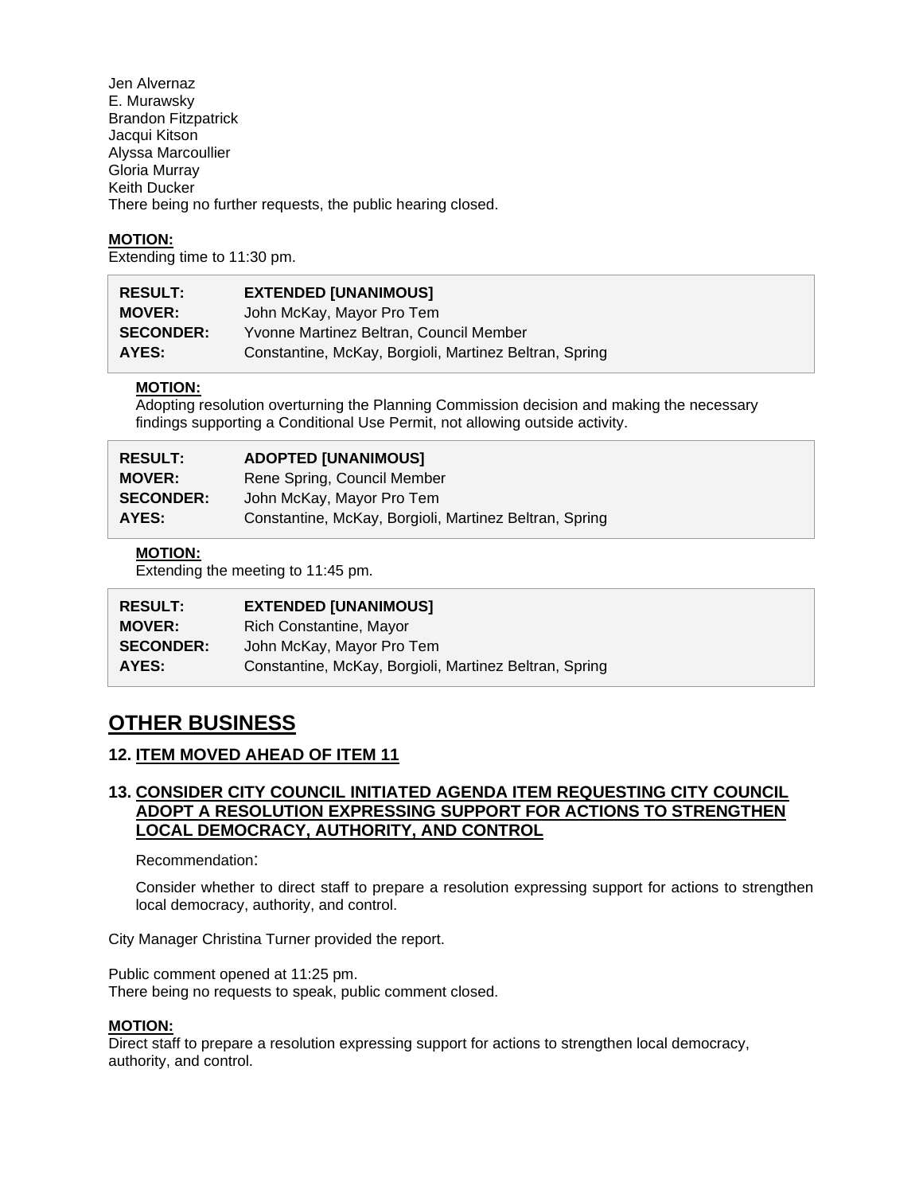Jen Alvernaz
E. Murawsky
Brandon Fitzpatrick
Jacqui Kitson
Alyssa Marcoullier
Gloria Murray
Keith Ducker
There being no further requests, the public hearing closed.

**MOTION:**
Extending time to 11:30 pm.

| | |
|---|---|
| **RESULT:** | **EXTENDED [UNANIMOUS]** |
| **MOVER:** | John McKay, Mayor Pro Tem |
| **SECONDER:** | Yvonne Martinez Beltran, Council Member |
| **AYES:** | Constantine, McKay, Borgioli, Martinez Beltran, Spring |

**MOTION:**
Adopting resolution overturning the Planning Commission decision and making the necessary findings supporting a Conditional Use Permit, not allowing outside activity.

| | |
|---|---|
| **RESULT:** | **ADOPTED [UNANIMOUS]** |
| **MOVER:** | Rene Spring, Council Member |
| **SECONDER:** | John McKay, Mayor Pro Tem |
| **AYES:** | Constantine, McKay, Borgioli, Martinez Beltran, Spring |

**MOTION:**
Extending the meeting to 11:45 pm.

| | |
|---|---|
| **RESULT:** | **EXTENDED [UNANIMOUS]** |
| **MOVER:** | Rich Constantine, Mayor |
| **SECONDER:** | John McKay, Mayor Pro Tem |
| **AYES:** | Constantine, McKay, Borgioli, Martinez Beltran, Spring |

## OTHER BUSINESS

### 12. ITEM MOVED AHEAD OF ITEM 11

### 13. CONSIDER CITY COUNCIL INITIATED AGENDA ITEM REQUESTING CITY COUNCIL ADOPT A RESOLUTION EXPRESSING SUPPORT FOR ACTIONS TO STRENGTHEN LOCAL DEMOCRACY, AUTHORITY, AND CONTROL

Recommendation:

Consider whether to direct staff to prepare a resolution expressing support for actions to strengthen local democracy, authority, and control.

City Manager Christina Turner provided the report.

Public comment opened at 11:25 pm.
There being no requests to speak, public comment closed.

**MOTION:**
Direct staff to prepare a resolution expressing support for actions to strengthen local democracy, authority, and control.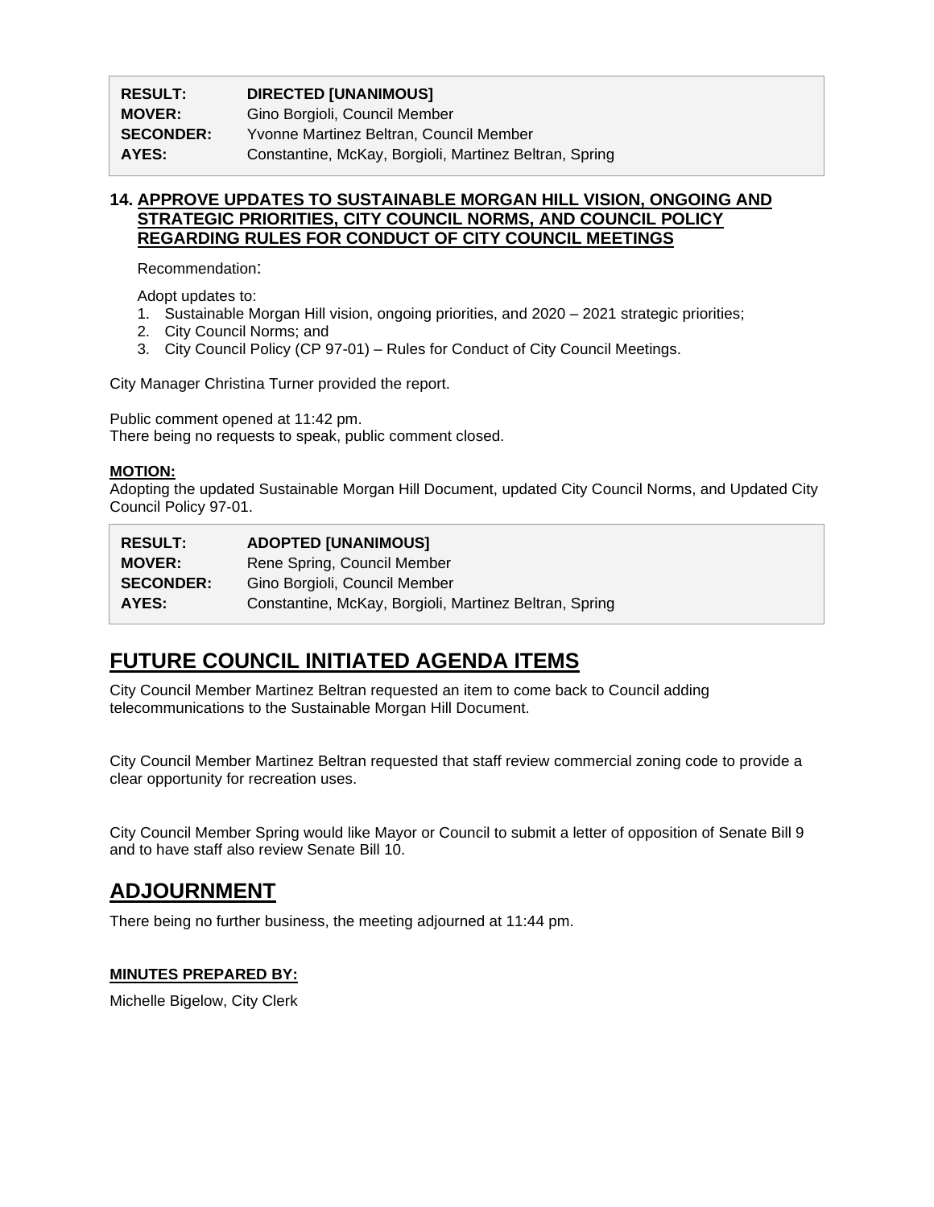| | |
|---|---|
| **RESULT:** | **DIRECTED [UNANIMOUS]** |
| **MOVER:** | Gino Borgioli, Council Member |
| **SECONDER:** | Yvonne Martinez Beltran, Council Member |
| **AYES:** | Constantine, McKay, Borgioli, Martinez Beltran, Spring |

### 14. APPROVE UPDATES TO SUSTAINABLE MORGAN HILL VISION, ONGOING AND STRATEGIC PRIORITIES, CITY COUNCIL NORMS, AND COUNCIL POLICY REGARDING RULES FOR CONDUCT OF CITY COUNCIL MEETINGS

Recommendation:

Adopt updates to:

1. Sustainable Morgan Hill vision, ongoing priorities, and 2020 – 2021 strategic priorities;
2. City Council Norms; and
3. City Council Policy (CP 97-01) – Rules for Conduct of City Council Meetings.

City Manager Christina Turner provided the report.

Public comment opened at 11:42 pm.
There being no requests to speak, public comment closed.

**MOTION:**
Adopting the updated Sustainable Morgan Hill Document, updated City Council Norms, and Updated City Council Policy 97-01.

| | |
|---|---|
| **RESULT:** | **ADOPTED [UNANIMOUS]** |
| **MOVER:** | Rene Spring, Council Member |
| **SECONDER:** | Gino Borgioli, Council Member |
| **AYES:** | Constantine, McKay, Borgioli, Martinez Beltran, Spring |

## FUTURE COUNCIL INITIATED AGENDA ITEMS

City Council Member Martinez Beltran requested an item to come back to Council adding telecommunications to the Sustainable Morgan Hill Document.

City Council Member Martinez Beltran requested that staff review commercial zoning code to provide a clear opportunity for recreation uses.

City Council Member Spring would like Mayor or Council to submit a letter of opposition of Senate Bill 9 and to have staff also review Senate Bill 10.

## ADJOURNMENT

There being no further business, the meeting adjourned at 11:44 pm.

**MINUTES PREPARED BY:**

Michelle Bigelow, City Clerk